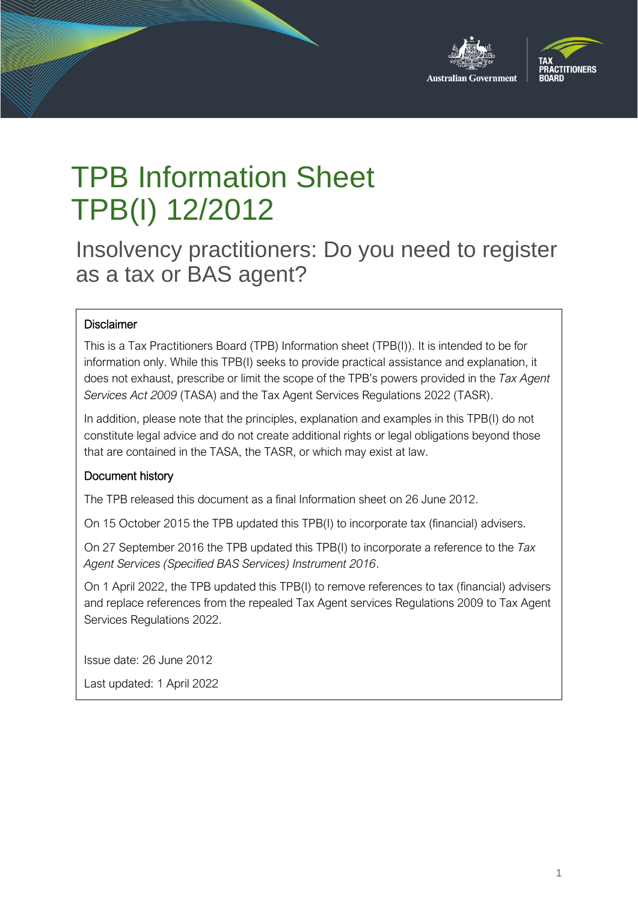# TPB Information Sheet TPB(I) 12/2012

## Insolvency practitioners: Do you need to register as a tax or BAS agent?

### Disclaimer

This is a Tax Practitioners Board (TPB) Information sheet (TPB(I)). It is intended to be for information only. While this TPB(I) seeks to provide practical assistance and explanation, it does not exhaust, prescribe or limit the scope of the TPB's powers provided in the *Tax Agent Services Act 2009* (TASA) and the Tax Agent Services Regulations 2022 (TASR).

In addition, please note that the principles, explanation and examples in this TPB(I) do not constitute legal advice and do not create additional rights or legal obligations beyond those that are contained in the TASA, the TASR, or which may exist at law.

### Document history

The TPB released this document as a final Information sheet on 26 June 2012.

On 15 October 2015 the TPB updated this TPB(I) to incorporate tax (financial) advisers.

On 27 September 2016 the TPB updated this TPB(I) to incorporate a reference to the *Tax Agent Services (Specified BAS Services) Instrument 2016*.

On 1 April 2022, the TPB updated this TPB(I) to remove references to tax (financial) advisers and replace references from the repealed Tax Agent services Regulations 2009 to Tax Agent Services Regulations 2022.

Issue date: 26 June 2012

Last updated: 1 April 2022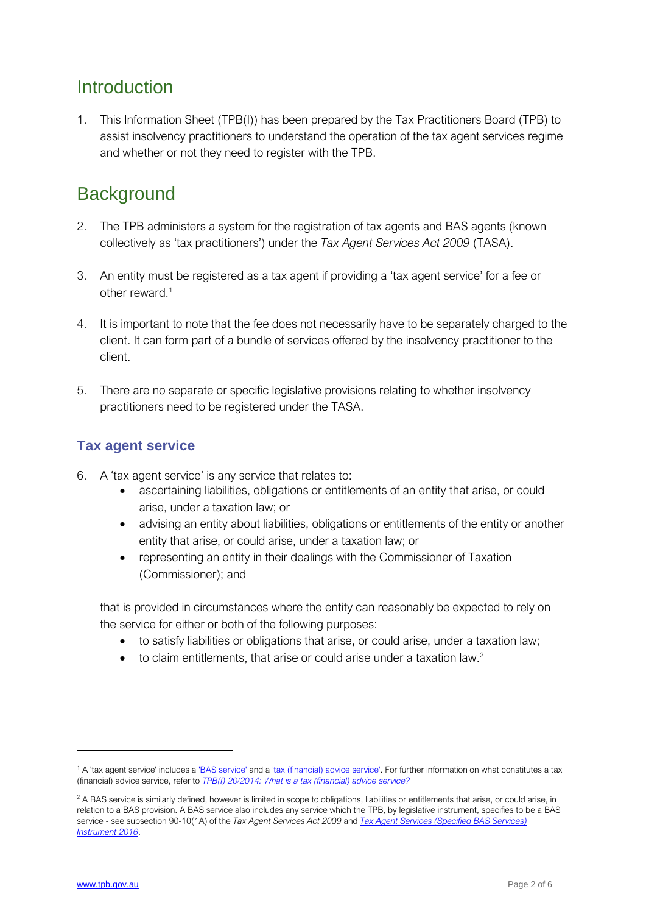## Introduction

1. This Information Sheet (TPB(I)) has been prepared by the Tax Practitioners Board (TPB) to assist insolvency practitioners to understand the operation of the tax agent services regime and whether or not they need to register with the TPB.

## Background

2. The TPB administers a system for the registration of tax agents and BAS agents (known collectively as 'tax practitioners') under the *Tax Agent Services Act 2009* (TASA).

3. An entity must be registered as a tax agent if providing a 'tax agent service' for a fee or other reward.[1]

4. It is important to note that the fee does not necessarily have to be separately charged to the client. It can form part of a bundle of services offered by the insolvency practitioner to the client.

5. There are no separate or specific legislative provisions relating to whether insolvency practitioners need to be registered under the TASA.

### Tax agent service

6. A 'tax agent service' is any service that relates to:
   - ascertaining liabilities, obligations or entitlements of an entity that arise, or could arise, under a taxation law; or
   - advising an entity about liabilities, obligations or entitlements of the entity or another entity that arise, or could arise, under a taxation law; or
   - representing an entity in their dealings with the Commissioner of Taxation (Commissioner); and

   that is provided in circumstances where the entity can reasonably be expected to rely on the service for either or both of the following purposes:
   - to satisfy liabilities or obligations that arise, or could arise, under a taxation law;
   - to claim entitlements, that arise or could arise under a taxation law.[2]

---

[1] A 'tax agent service' includes a 'BAS service' and a 'tax (financial) advice service'. For further information on what constitutes a tax (financial) advice service, refer to *TPB(I) 20/2014: What is a tax (financial) advice service?*

[2] A BAS service is similarly defined, however is limited in scope to obligations, liabilities or entitlements that arise, or could arise, in relation to a BAS provision. A BAS service also includes any service which the TPB, by legislative instrument, specifies to be a BAS service - see subsection 90-10(1A) of the *Tax Agent Services Act 2009* and *Tax Agent Services (Specified BAS Services) Instrument 2016*.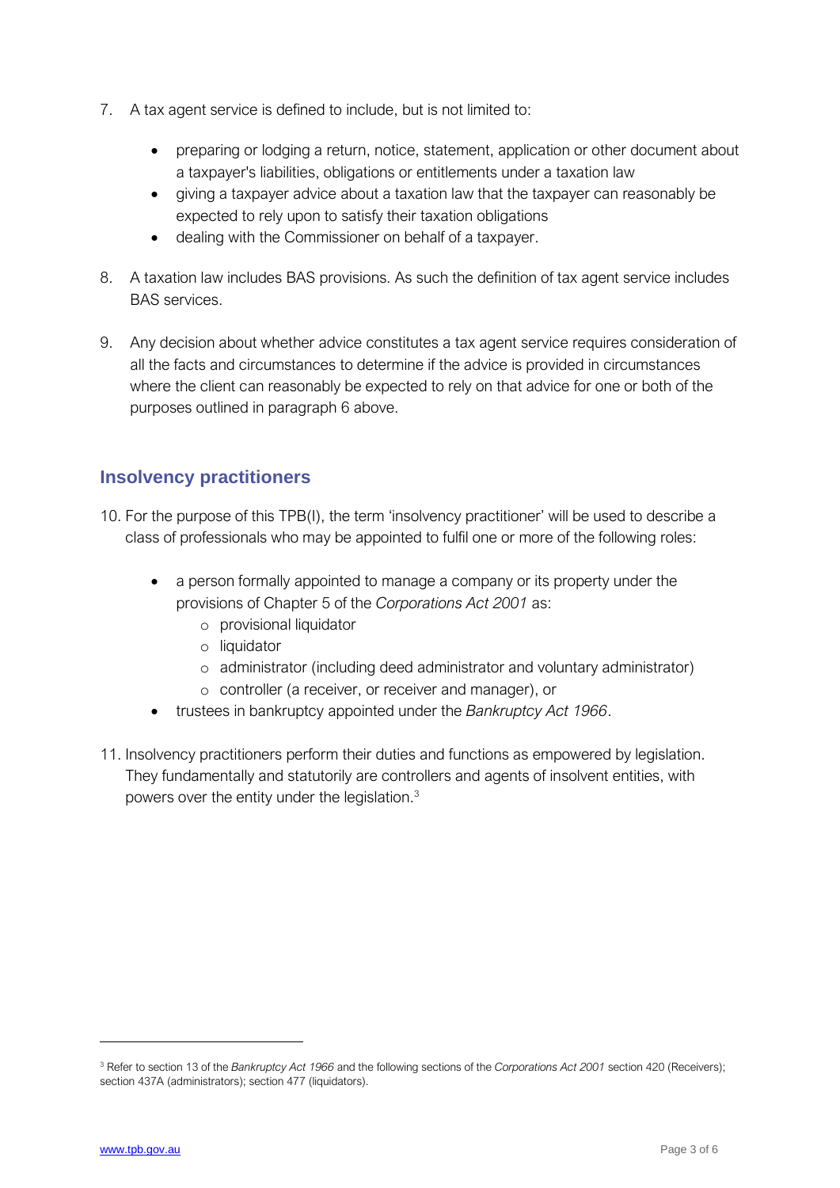7. A tax agent service is defined to include, but is not limited to:

    - preparing or lodging a return, notice, statement, application or other document about a taxpayer's liabilities, obligations or entitlements under a taxation law
    - giving a taxpayer advice about a taxation law that the taxpayer can reasonably be expected to rely upon to satisfy their taxation obligations
    - dealing with the Commissioner on behalf of a taxpayer.

8. A taxation law includes BAS provisions. As such the definition of tax agent service includes BAS services.

9. Any decision about whether advice constitutes a tax agent service requires consideration of all the facts and circumstances to determine if the advice is provided in circumstances where the client can reasonably be expected to rely on that advice for one or both of the purposes outlined in paragraph 6 above.

## Insolvency practitioners

10. For the purpose of this TPB(I), the term 'insolvency practitioner' will be used to describe a class of professionals who may be appointed to fulfil one or more of the following roles:

    - a person formally appointed to manage a company or its property under the provisions of Chapter 5 of the *Corporations Act 2001* as:
        - provisional liquidator
        - liquidator
        - administrator (including deed administrator and voluntary administrator)
        - controller (a receiver, or receiver and manager), or
    - trustees in bankruptcy appointed under the *Bankruptcy Act 1966*.

11. Insolvency practitioners perform their duties and functions as empowered by legislation. They fundamentally and statutorily are controllers and agents of insolvent entities, with powers over the entity under the legislation.[3]

---

[3] Refer to section 13 of the *Bankruptcy Act 1966* and the following sections of the *Corporations Act 2001* section 420 (Receivers); section 437A (administrators); section 477 (liquidators).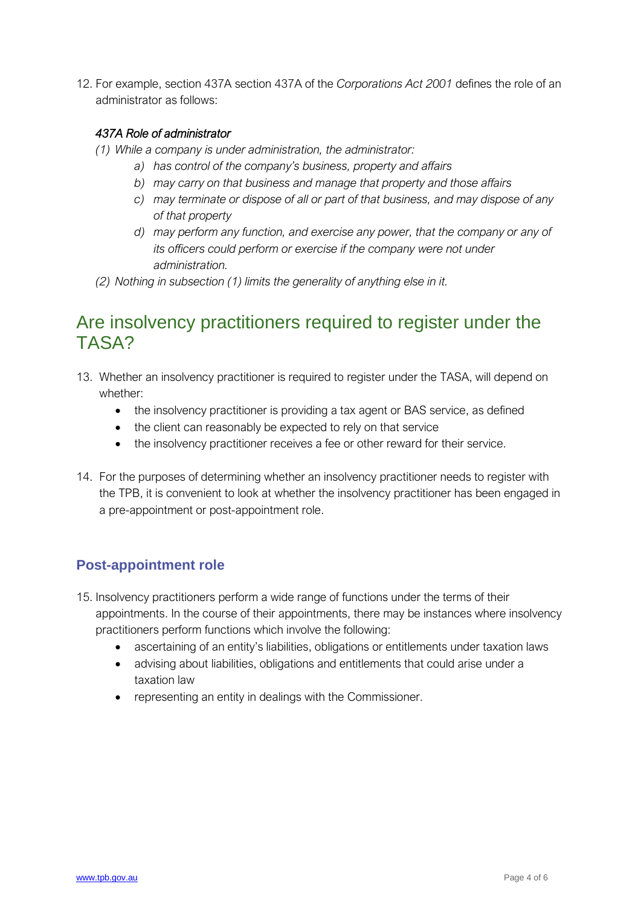12. For example, section 437A section 437A of the *Corporations Act 2001* defines the role of an administrator as follows:

*437A Role of administrator*

*(1) While a company is under administration, the administrator:*

- *a) has control of the company's business, property and affairs*
- *b) may carry on that business and manage that property and those affairs*
- *c) may terminate or dispose of all or part of that business, and may dispose of any of that property*
- *d) may perform any function, and exercise any power, that the company or any of its officers could perform or exercise if the company were not under administration.*

*(2) Nothing in subsection (1) limits the generality of anything else in it.*

## Are insolvency practitioners required to register under the TASA?

13. Whether an insolvency practitioner is required to register under the TASA, will depend on whether:
    - the insolvency practitioner is providing a tax agent or BAS service, as defined
    - the client can reasonably be expected to rely on that service
    - the insolvency practitioner receives a fee or other reward for their service.

14. For the purposes of determining whether an insolvency practitioner needs to register with the TPB, it is convenient to look at whether the insolvency practitioner has been engaged in a pre-appointment or post-appointment role.

### Post-appointment role

15. Insolvency practitioners perform a wide range of functions under the terms of their appointments. In the course of their appointments, there may be instances where insolvency practitioners perform functions which involve the following:
    - ascertaining of an entity's liabilities, obligations or entitlements under taxation laws
    - advising about liabilities, obligations and entitlements that could arise under a taxation law
    - representing an entity in dealings with the Commissioner.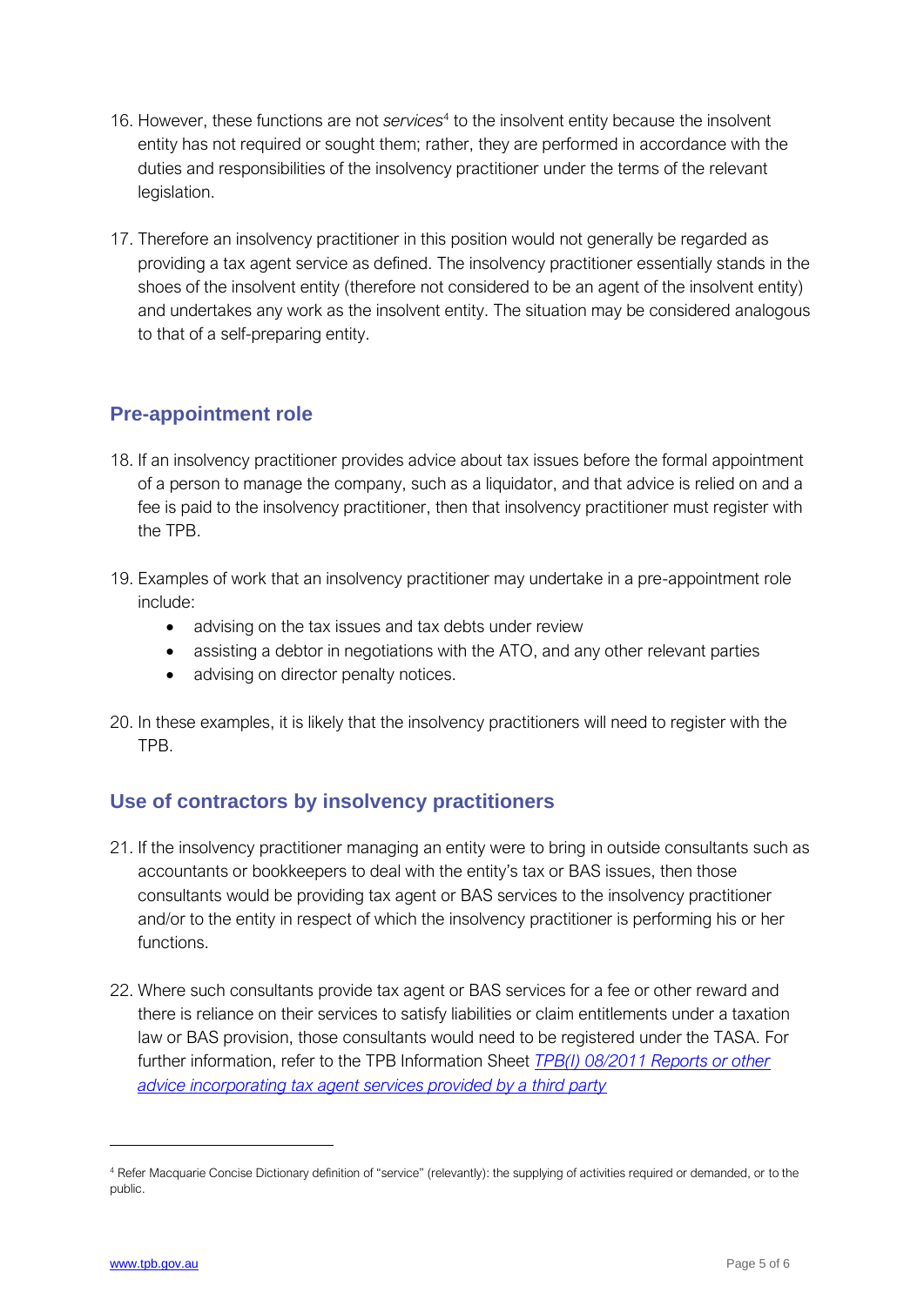16. However, these functions are not *services*[4] to the insolvent entity because the insolvent entity has not required or sought them; rather, they are performed in accordance with the duties and responsibilities of the insolvency practitioner under the terms of the relevant legislation.

17. Therefore an insolvency practitioner in this position would not generally be regarded as providing a tax agent service as defined. The insolvency practitioner essentially stands in the shoes of the insolvent entity (therefore not considered to be an agent of the insolvent entity) and undertakes any work as the insolvent entity. The situation may be considered analogous to that of a self-preparing entity.

## Pre-appointment role

18. If an insolvency practitioner provides advice about tax issues before the formal appointment of a person to manage the company, such as a liquidator, and that advice is relied on and a fee is paid to the insolvency practitioner, then that insolvency practitioner must register with the TPB.

19. Examples of work that an insolvency practitioner may undertake in a pre-appointment role include:
    - advising on the tax issues and tax debts under review
    - assisting a debtor in negotiations with the ATO, and any other relevant parties
    - advising on director penalty notices.

20. In these examples, it is likely that the insolvency practitioners will need to register with the TPB.

## Use of contractors by insolvency practitioners

21. If the insolvency practitioner managing an entity were to bring in outside consultants such as accountants or bookkeepers to deal with the entity's tax or BAS issues, then those consultants would be providing tax agent or BAS services to the insolvency practitioner and/or to the entity in respect of which the insolvency practitioner is performing his or her functions.

22. Where such consultants provide tax agent or BAS services for a fee or other reward and there is reliance on their services to satisfy liabilities or claim entitlements under a taxation law or BAS provision, those consultants would need to be registered under the TASA. For further information, refer to the TPB Information Sheet *TPB(I) 08/2011 Reports or other advice incorporating tax agent services provided by a third party*

[4] Refer Macquarie Concise Dictionary definition of "service" (relevantly): the supplying of activities required or demanded, or to the public.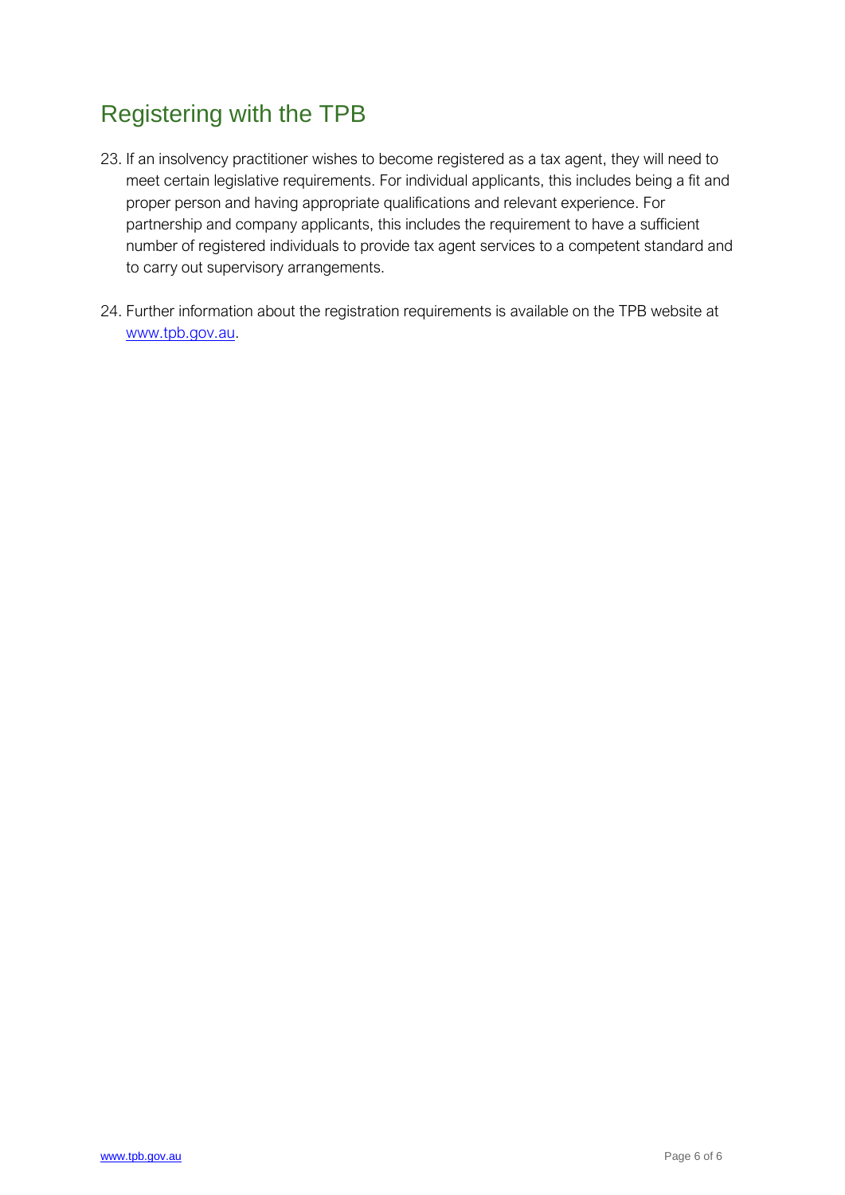## Registering with the TPB

23. If an insolvency practitioner wishes to become registered as a tax agent, they will need to meet certain legislative requirements. For individual applicants, this includes being a fit and proper person and having appropriate qualifications and relevant experience. For partnership and company applicants, this includes the requirement to have a sufficient number of registered individuals to provide tax agent services to a competent standard and to carry out supervisory arrangements.

24. Further information about the registration requirements is available on the TPB website at [www.tpb.gov.au](http://www.tpb.gov.au).